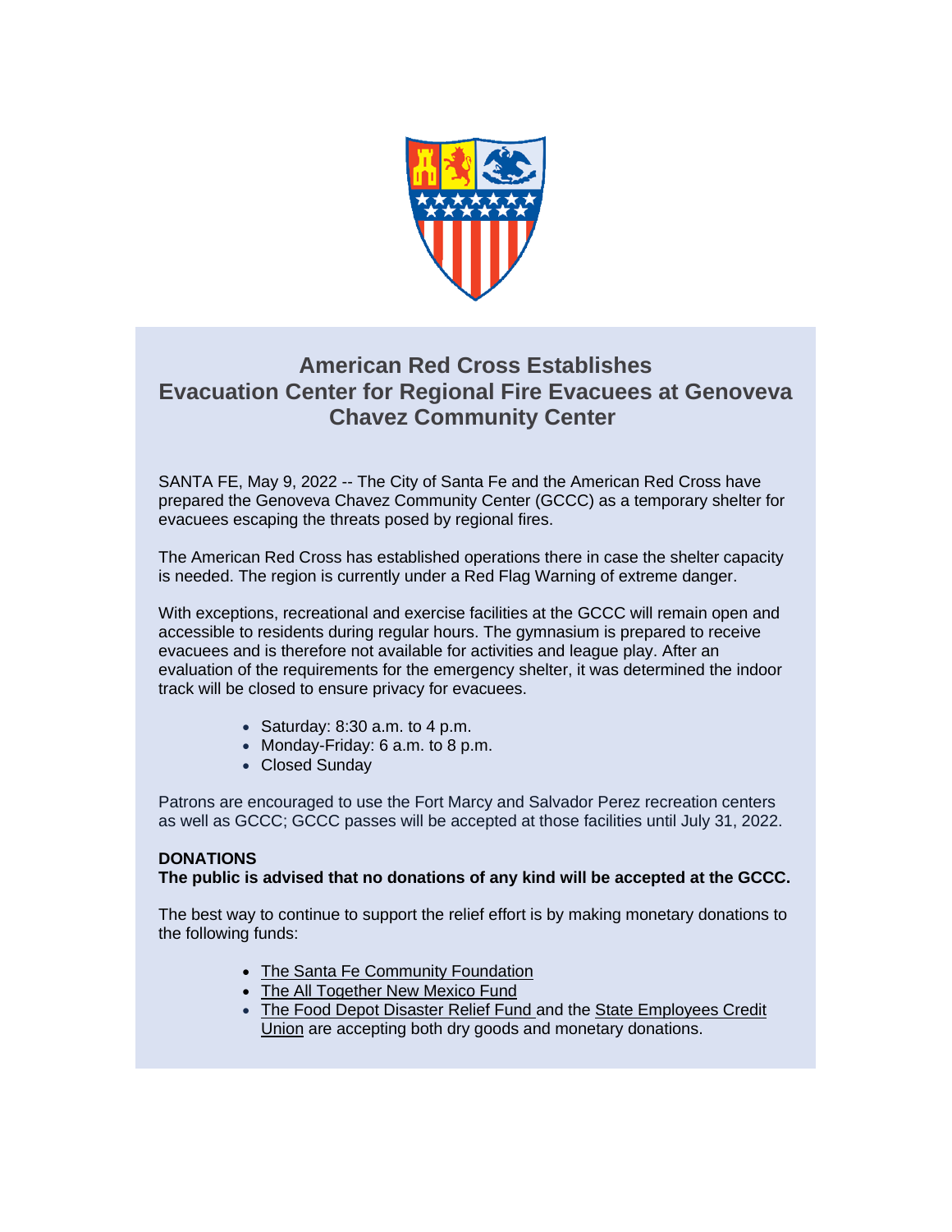# American Red Cross Establishes Evacuation Center for Regional Fire Evacuees at Genoveva Chavez Community Center

SANTA FE, May 9, 2022 -- The City of Santa Fe and the American Red Cross have prepared the Genoveva Chavez Community Center (GCCC) as a temporary shelter for evacuees escaping the threats posed by regional fires.

The American Red Cross has established operations there in case the shelter capacity is needed. The region is currently under a Red Flag Warning of extreme danger.

With exceptions, recreational and exercise facilities at the GCCC will remain open and accessible to residents during regular hours. The gymnasium is prepared to receive evacuees and is therefore not available for activities and league play. After an evaluation of the requirements for the emergency shelter, it was determined the indoor track will be closed to ensure privacy for evacuees.

- Saturday: 8:30 a.m. to 4 p.m.
- Monday-Friday: 6 a.m. to 8 p.m.
- Closed Sunday

Patrons are encouraged to use the Fort Marcy and Salvador Perez recreation centers as well as GCCC; GCCC passes will be accepted at those facilities until July 31, 2022.

**DONATIONS**
**The public is advised that no donations of any kind will be accepted at the GCCC.**

The best way to continue to support the relief effort is by making monetary donations to the following funds:

- The Santa Fe Community Foundation
- The All Together New Mexico Fund
- The Food Depot Disaster Relief Fund and the State Employees Credit Union are accepting both dry goods and monetary donations.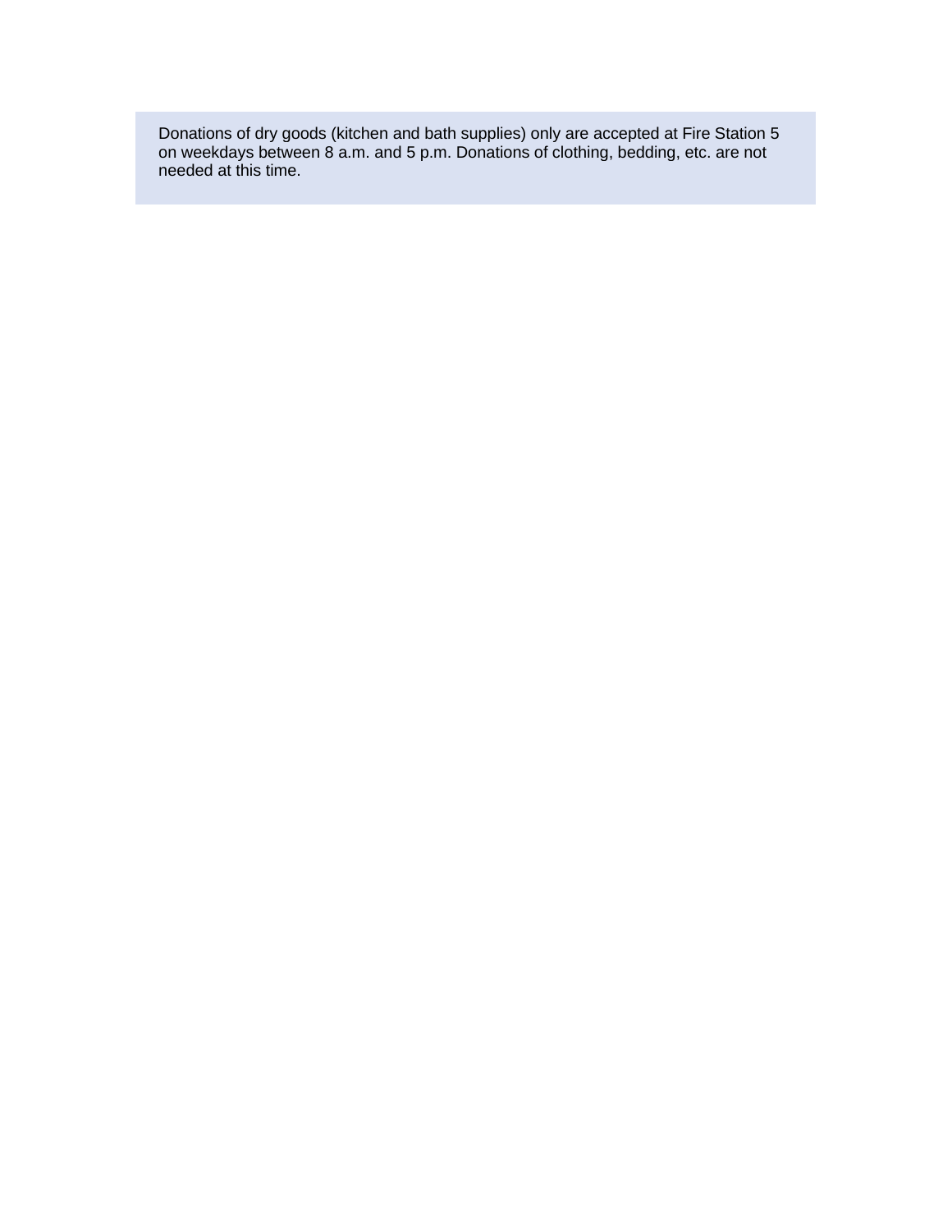Donations of dry goods (kitchen and bath supplies) only are accepted at Fire Station 5 on weekdays between 8 a.m. and 5 p.m. Donations of clothing, bedding, etc. are not needed at this time.